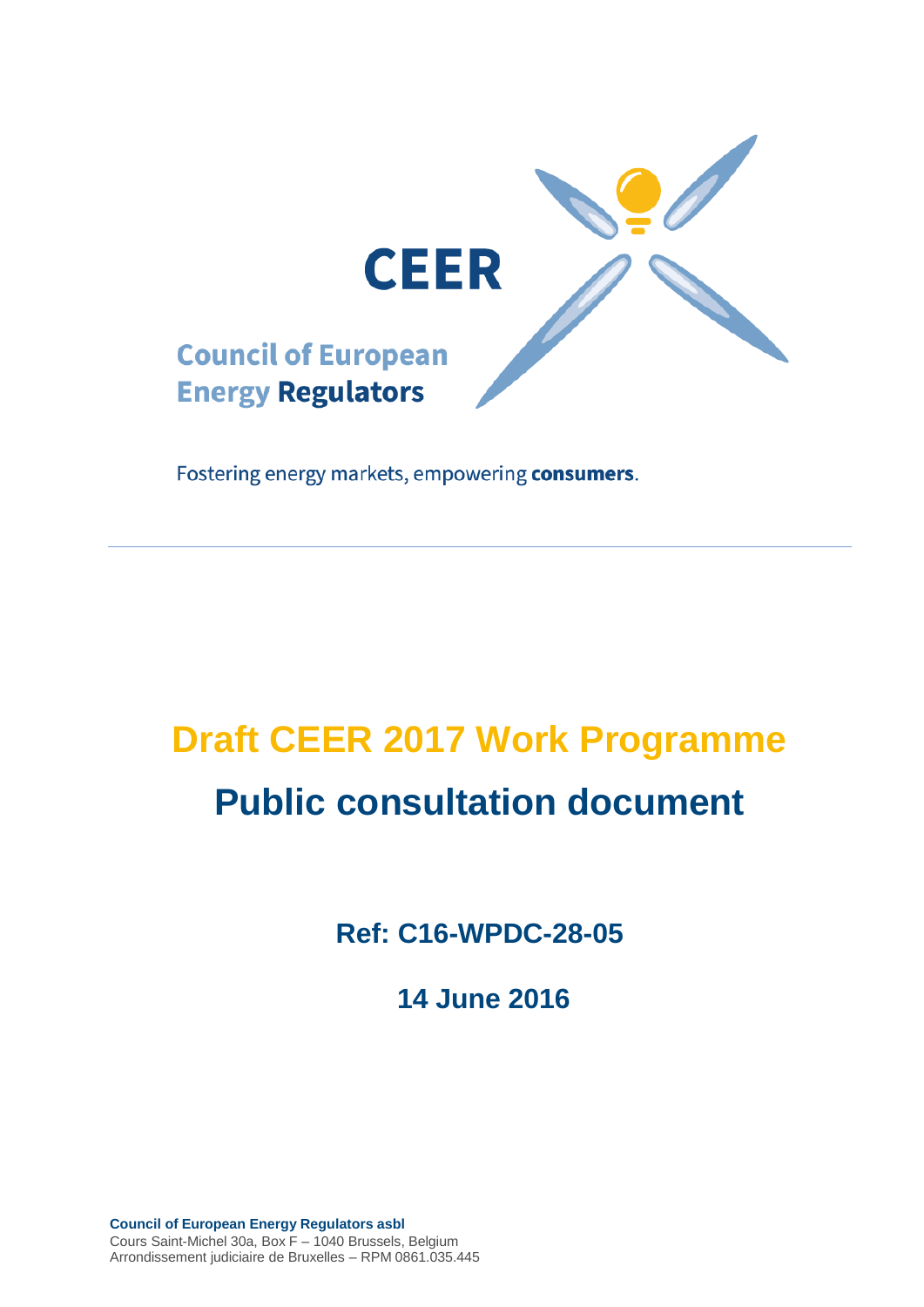CEER

Council of European Energy Regulators

Fostering energy markets, empowering **consumers**.

---

# Draft CEER 2017 Work Programme

# Public consultation document

## Ref: C16-WPDC-28-05

## 14 June 2016

**Council of European Energy Regulators asbl**
Cours Saint-Michel 30a, Box F – 1040 Brussels, Belgium
Arrondissement judiciaire de Bruxelles – RPM 0861.035.445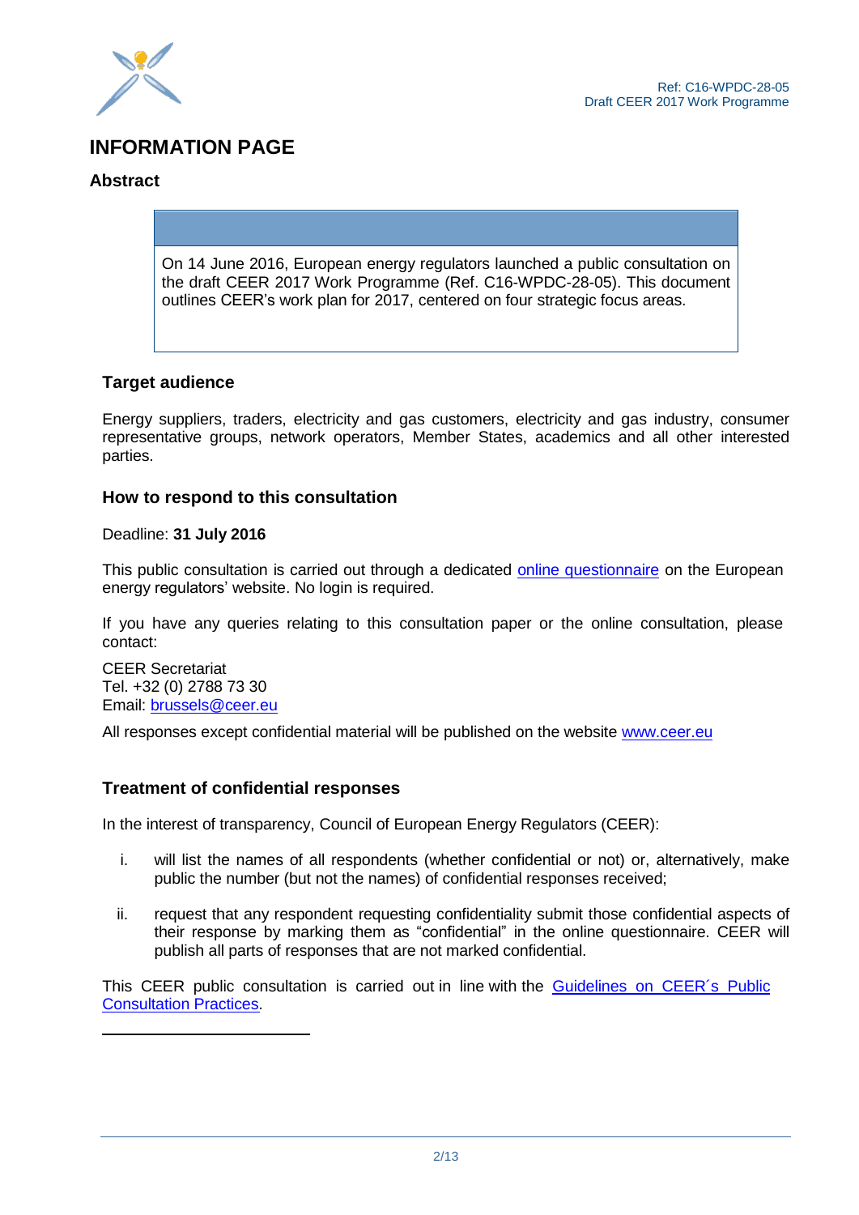# INFORMATION PAGE

## Abstract

On 14 June 2016, European energy regulators launched a public consultation on the draft CEER 2017 Work Programme (Ref. C16-WPDC-28-05). This document outlines CEER's work plan for 2017, centered on four strategic focus areas.

### Target audience

Energy suppliers, traders, electricity and gas customers, electricity and gas industry, consumer representative groups, network operators, Member States, academics and all other interested parties.

### How to respond to this consultation

Deadline: **31 July 2016**

This public consultation is carried out through a dedicated online questionnaire on the European energy regulators' website. No login is required.

If you have any queries relating to this consultation paper or the online consultation, please contact:

CEER Secretariat
Tel. +32 (0) 2788 73 30
Email: brussels@ceer.eu

All responses except confidential material will be published on the website www.ceer.eu

### Treatment of confidential responses

In the interest of transparency, Council of European Energy Regulators (CEER):

i. will list the names of all respondents (whether confidential or not) or, alternatively, make public the number (but not the names) of confidential responses received;

ii. request that any respondent requesting confidentiality submit those confidential aspects of their response by marking them as "confidential" in the online questionnaire. CEER will publish all parts of responses that are not marked confidential.

This CEER public consultation is carried out in line with the Guidelines on CEER´s Public Consultation Practices.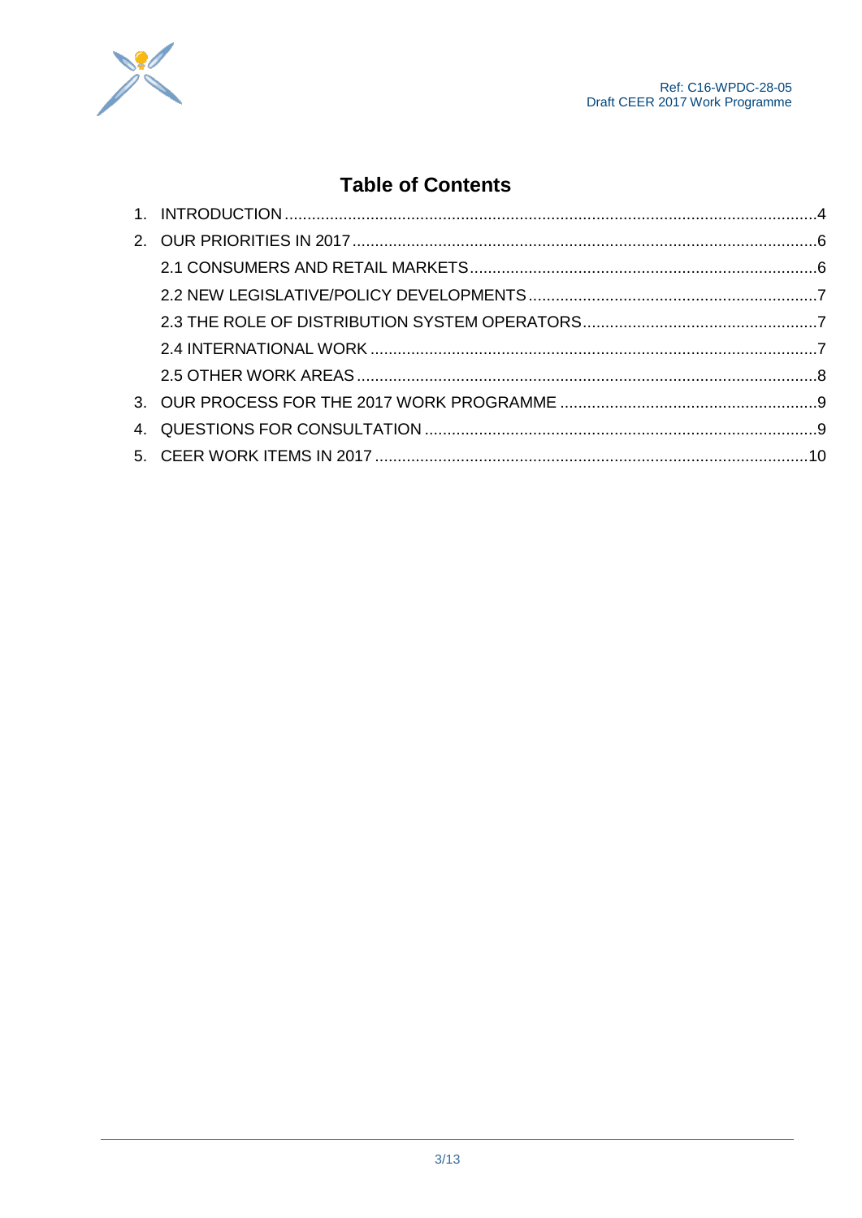# Table of Contents

1. INTRODUCTION .....4
2. OUR PRIORITIES IN 2017 .....6
   - 2.1 CONSUMERS AND RETAIL MARKETS .....6
   - 2.2 NEW LEGISLATIVE/POLICY DEVELOPMENTS .....7
   - 2.3 THE ROLE OF DISTRIBUTION SYSTEM OPERATORS .....7
   - 2.4 INTERNATIONAL WORK .....7
   - 2.5 OTHER WORK AREAS .....8
3. OUR PROCESS FOR THE 2017 WORK PROGRAMME .....9
4. QUESTIONS FOR CONSULTATION .....9
5. CEER WORK ITEMS IN 2017 .....10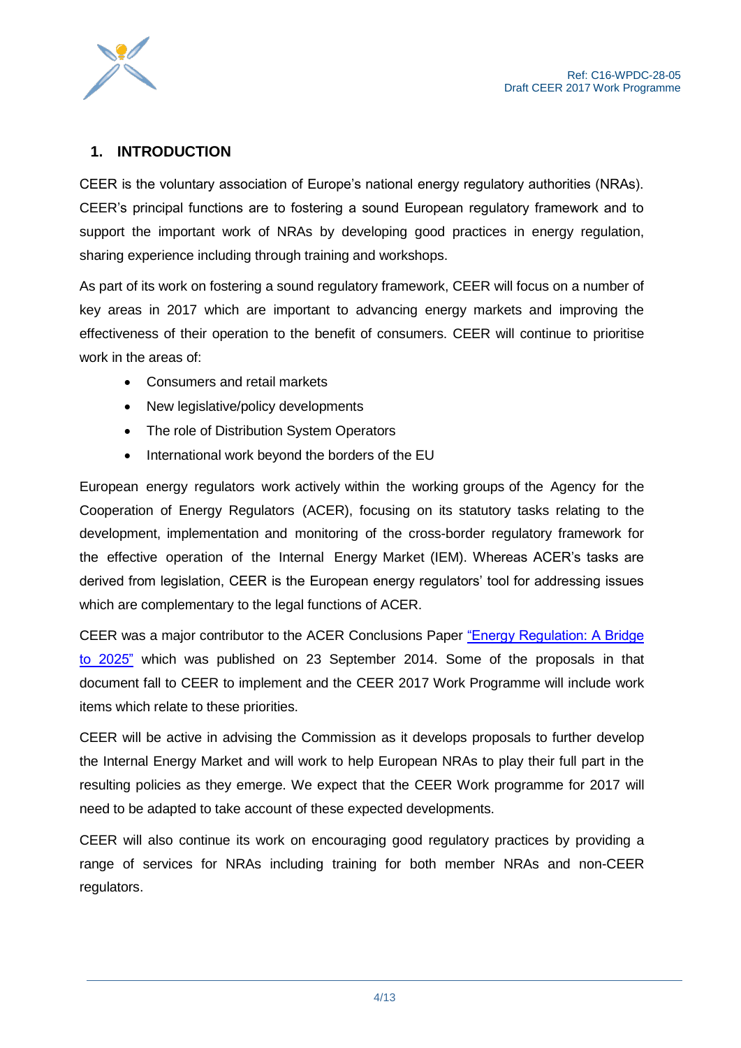## 1. INTRODUCTION

CEER is the voluntary association of Europe's national energy regulatory authorities (NRAs). CEER's principal functions are to fostering a sound European regulatory framework and to support the important work of NRAs by developing good practices in energy regulation, sharing experience including through training and workshops.

As part of its work on fostering a sound regulatory framework, CEER will focus on a number of key areas in 2017 which are important to advancing energy markets and improving the effectiveness of their operation to the benefit of consumers. CEER will continue to prioritise work in the areas of:

- Consumers and retail markets
- New legislative/policy developments
- The role of Distribution System Operators
- International work beyond the borders of the EU

European energy regulators work actively within the working groups of the Agency for the Cooperation of Energy Regulators (ACER), focusing on its statutory tasks relating to the development, implementation and monitoring of the cross-border regulatory framework for the effective operation of the Internal Energy Market (IEM). Whereas ACER's tasks are derived from legislation, CEER is the European energy regulators' tool for addressing issues which are complementary to the legal functions of ACER.

CEER was a major contributor to the ACER Conclusions Paper "Energy Regulation: A Bridge to 2025" which was published on 23 September 2014. Some of the proposals in that document fall to CEER to implement and the CEER 2017 Work Programme will include work items which relate to these priorities.

CEER will be active in advising the Commission as it develops proposals to further develop the Internal Energy Market and will work to help European NRAs to play their full part in the resulting policies as they emerge. We expect that the CEER Work programme for 2017 will need to be adapted to take account of these expected developments.

CEER will also continue its work on encouraging good regulatory practices by providing a range of services for NRAs including training for both member NRAs and non-CEER regulators.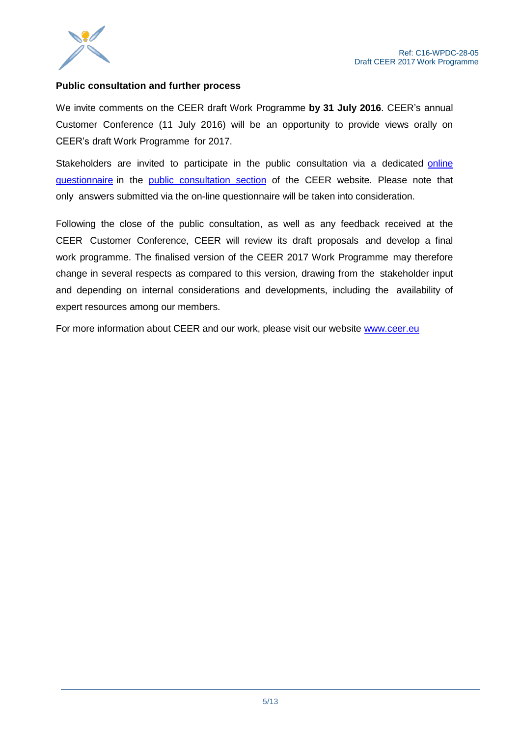## Public consultation and further process

We invite comments on the CEER draft Work Programme **by 31 July 2016**. CEER's annual Customer Conference (11 July 2016) will be an opportunity to provide views orally on CEER's draft Work Programme for 2017.

Stakeholders are invited to participate in the public consultation via a dedicated online questionnaire in the public consultation section of the CEER website. Please note that only answers submitted via the on-line questionnaire will be taken into consideration.

Following the close of the public consultation, as well as any feedback received at the CEER Customer Conference, CEER will review its draft proposals and develop a final work programme. The finalised version of the CEER 2017 Work Programme may therefore change in several respects as compared to this version, drawing from the stakeholder input and depending on internal considerations and developments, including the availability of expert resources among our members.

For more information about CEER and our work, please visit our website www.ceer.eu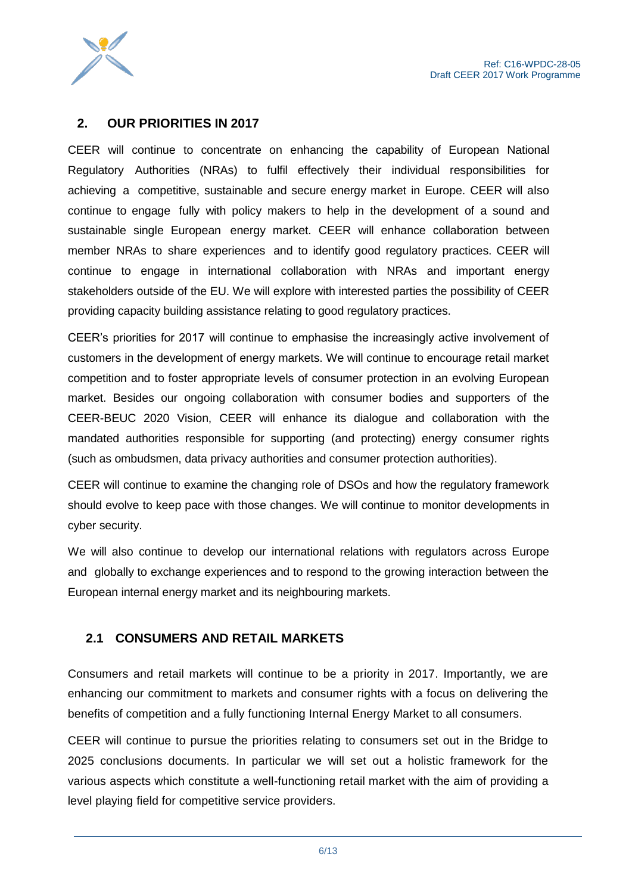## 2. OUR PRIORITIES IN 2017

CEER will continue to concentrate on enhancing the capability of European National Regulatory Authorities (NRAs) to fulfil effectively their individual responsibilities for achieving a competitive, sustainable and secure energy market in Europe. CEER will also continue to engage fully with policy makers to help in the development of a sound and sustainable single European energy market. CEER will enhance collaboration between member NRAs to share experiences and to identify good regulatory practices. CEER will continue to engage in international collaboration with NRAs and important energy stakeholders outside of the EU. We will explore with interested parties the possibility of CEER providing capacity building assistance relating to good regulatory practices.

CEER's priorities for 2017 will continue to emphasise the increasingly active involvement of customers in the development of energy markets. We will continue to encourage retail market competition and to foster appropriate levels of consumer protection in an evolving European market. Besides our ongoing collaboration with consumer bodies and supporters of the CEER-BEUC 2020 Vision, CEER will enhance its dialogue and collaboration with the mandated authorities responsible for supporting (and protecting) energy consumer rights (such as ombudsmen, data privacy authorities and consumer protection authorities).

CEER will continue to examine the changing role of DSOs and how the regulatory framework should evolve to keep pace with those changes. We will continue to monitor developments in cyber security.

We will also continue to develop our international relations with regulators across Europe and globally to exchange experiences and to respond to the growing interaction between the European internal energy market and its neighbouring markets.

### 2.1 CONSUMERS AND RETAIL MARKETS

Consumers and retail markets will continue to be a priority in 2017. Importantly, we are enhancing our commitment to markets and consumer rights with a focus on delivering the benefits of competition and a fully functioning Internal Energy Market to all consumers.

CEER will continue to pursue the priorities relating to consumers set out in the Bridge to 2025 conclusions documents. In particular we will set out a holistic framework for the various aspects which constitute a well-functioning retail market with the aim of providing a level playing field for competitive service providers.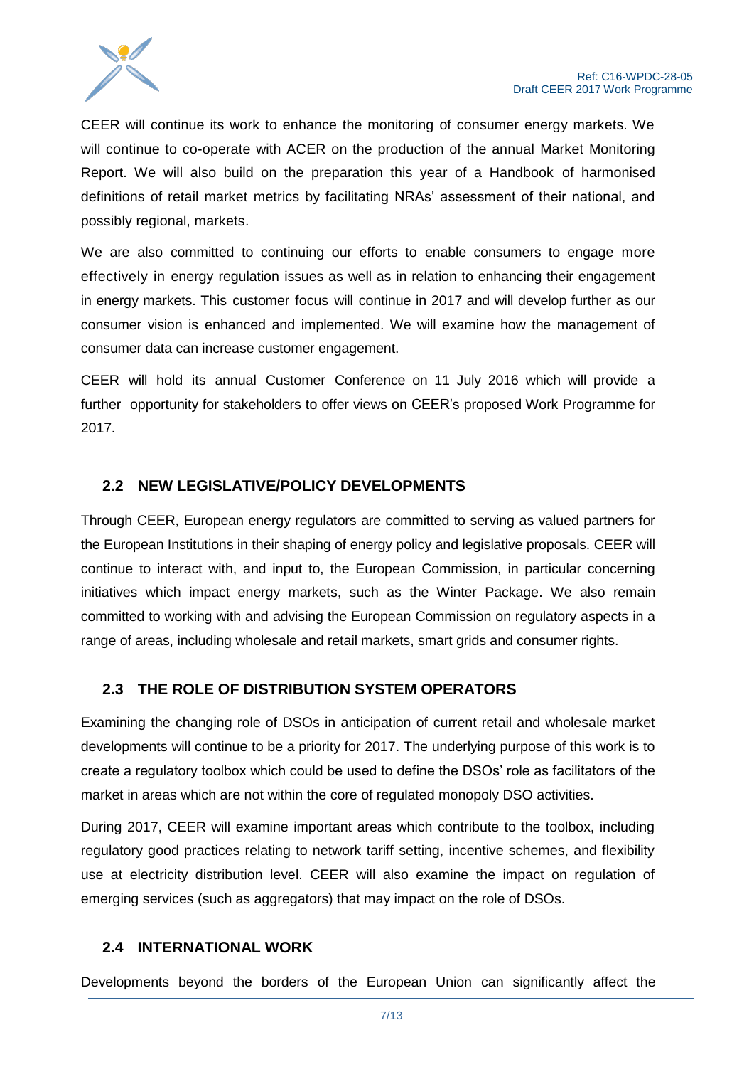CEER will continue its work to enhance the monitoring of consumer energy markets. We will continue to co-operate with ACER on the production of the annual Market Monitoring Report. We will also build on the preparation this year of a Handbook of harmonised definitions of retail market metrics by facilitating NRAs' assessment of their national, and possibly regional, markets.

We are also committed to continuing our efforts to enable consumers to engage more effectively in energy regulation issues as well as in relation to enhancing their engagement in energy markets. This customer focus will continue in 2017 and will develop further as our consumer vision is enhanced and implemented. We will examine how the management of consumer data can increase customer engagement.

CEER will hold its annual Customer Conference on 11 July 2016 which will provide a further opportunity for stakeholders to offer views on CEER's proposed Work Programme for 2017.

## 2.2 NEW LEGISLATIVE/POLICY DEVELOPMENTS

Through CEER, European energy regulators are committed to serving as valued partners for the European Institutions in their shaping of energy policy and legislative proposals. CEER will continue to interact with, and input to, the European Commission, in particular concerning initiatives which impact energy markets, such as the Winter Package. We also remain committed to working with and advising the European Commission on regulatory aspects in a range of areas, including wholesale and retail markets, smart grids and consumer rights.

## 2.3 THE ROLE OF DISTRIBUTION SYSTEM OPERATORS

Examining the changing role of DSOs in anticipation of current retail and wholesale market developments will continue to be a priority for 2017. The underlying purpose of this work is to create a regulatory toolbox which could be used to define the DSOs' role as facilitators of the market in areas which are not within the core of regulated monopoly DSO activities.

During 2017, CEER will examine important areas which contribute to the toolbox, including regulatory good practices relating to network tariff setting, incentive schemes, and flexibility use at electricity distribution level. CEER will also examine the impact on regulation of emerging services (such as aggregators) that may impact on the role of DSOs.

## 2.4 INTERNATIONAL WORK

Developments beyond the borders of the European Union can significantly affect the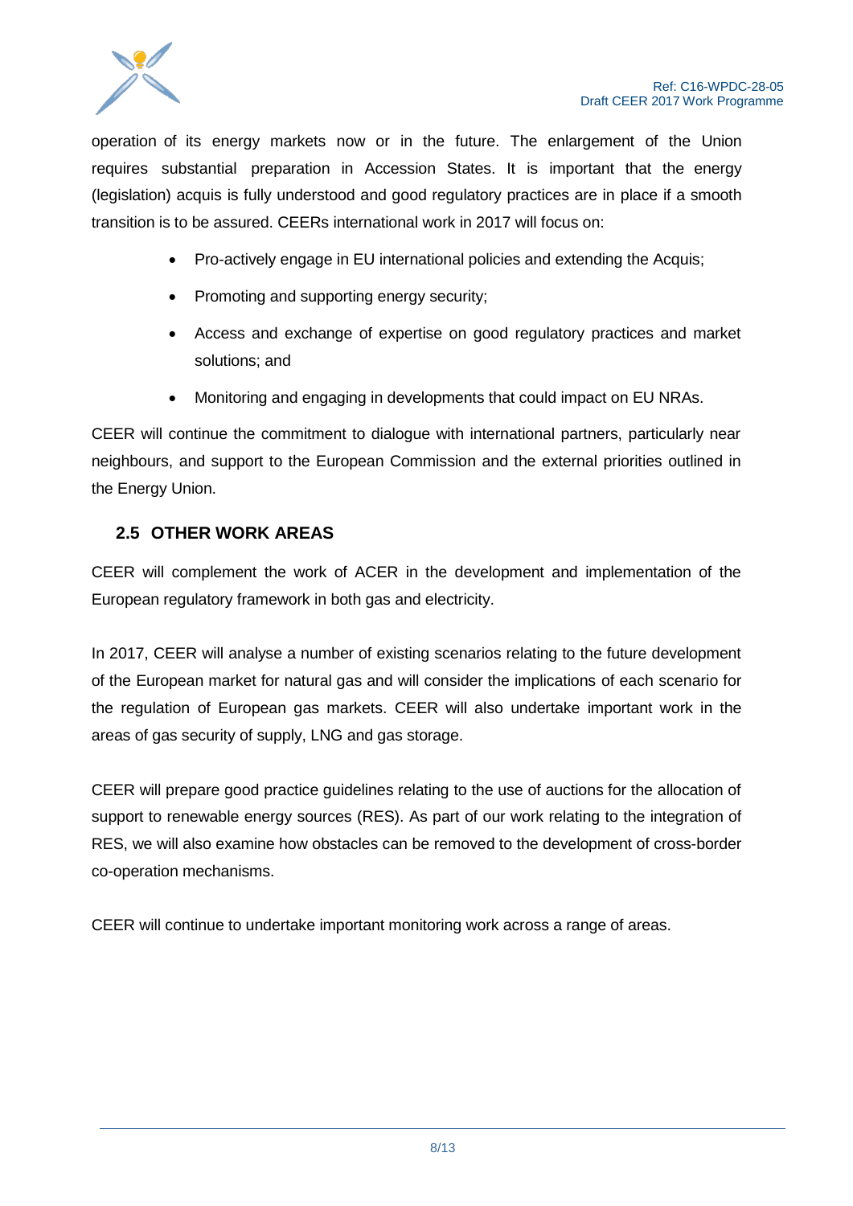operation of its energy markets now or in the future. The enlargement of the Union requires substantial preparation in Accession States. It is important that the energy (legislation) acquis is fully understood and good regulatory practices are in place if a smooth transition is to be assured. CEERs international work in 2017 will focus on:

- Pro-actively engage in EU international policies and extending the Acquis;
- Promoting and supporting energy security;
- Access and exchange of expertise on good regulatory practices and market solutions; and
- Monitoring and engaging in developments that could impact on EU NRAs.

CEER will continue the commitment to dialogue with international partners, particularly near neighbours, and support to the European Commission and the external priorities outlined in the Energy Union.

## 2.5 OTHER WORK AREAS

CEER will complement the work of ACER in the development and implementation of the European regulatory framework in both gas and electricity.

In 2017, CEER will analyse a number of existing scenarios relating to the future development of the European market for natural gas and will consider the implications of each scenario for the regulation of European gas markets. CEER will also undertake important work in the areas of gas security of supply, LNG and gas storage.

CEER will prepare good practice guidelines relating to the use of auctions for the allocation of support to renewable energy sources (RES). As part of our work relating to the integration of RES, we will also examine how obstacles can be removed to the development of cross-border co-operation mechanisms.

CEER will continue to undertake important monitoring work across a range of areas.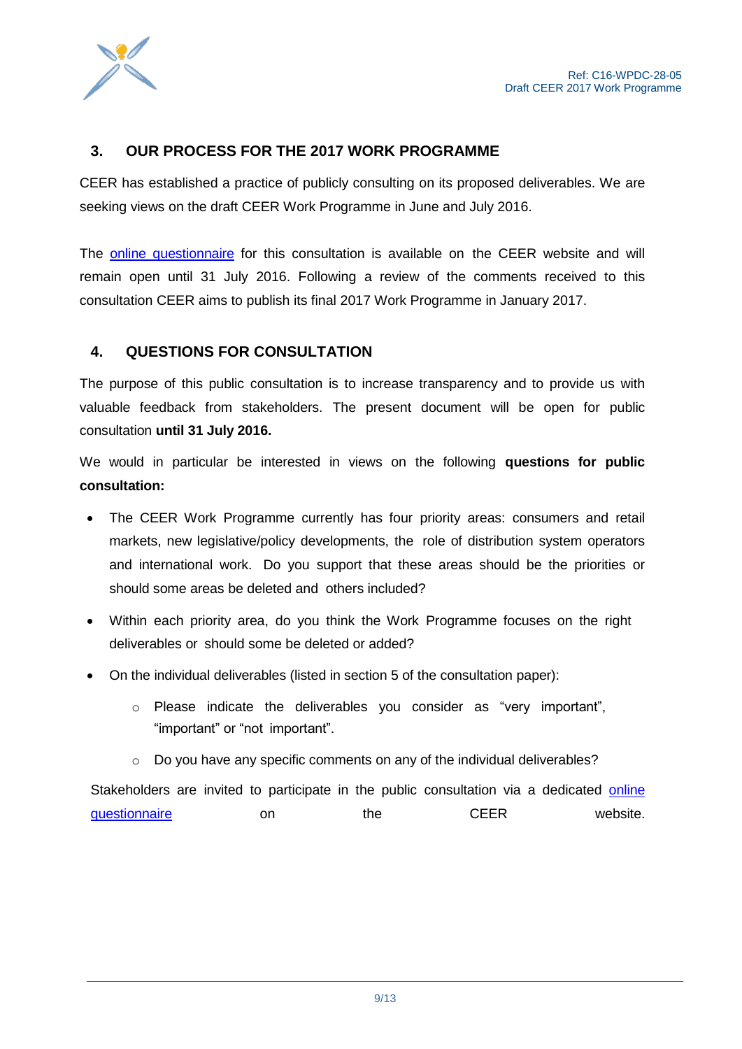## 3. OUR PROCESS FOR THE 2017 WORK PROGRAMME

CEER has established a practice of publicly consulting on its proposed deliverables. We are seeking views on the draft CEER Work Programme in June and July 2016.

The online questionnaire for this consultation is available on the CEER website and will remain open until 31 July 2016. Following a review of the comments received to this consultation CEER aims to publish its final 2017 Work Programme in January 2017.

## 4. QUESTIONS FOR CONSULTATION

The purpose of this public consultation is to increase transparency and to provide us with valuable feedback from stakeholders. The present document will be open for public consultation **until 31 July 2016.**

We would in particular be interested in views on the following **questions for public consultation:**

- The CEER Work Programme currently has four priority areas: consumers and retail markets, new legislative/policy developments, the role of distribution system operators and international work. Do you support that these areas should be the priorities or should some areas be deleted and others included?
- Within each priority area, do you think the Work Programme focuses on the right deliverables or should some be deleted or added?
- On the individual deliverables (listed in section 5 of the consultation paper):
  - Please indicate the deliverables you consider as "very important", "important" or "not important".
  - Do you have any specific comments on any of the individual deliverables?

Stakeholders are invited to participate in the public consultation via a dedicated online questionnaire on the CEER website.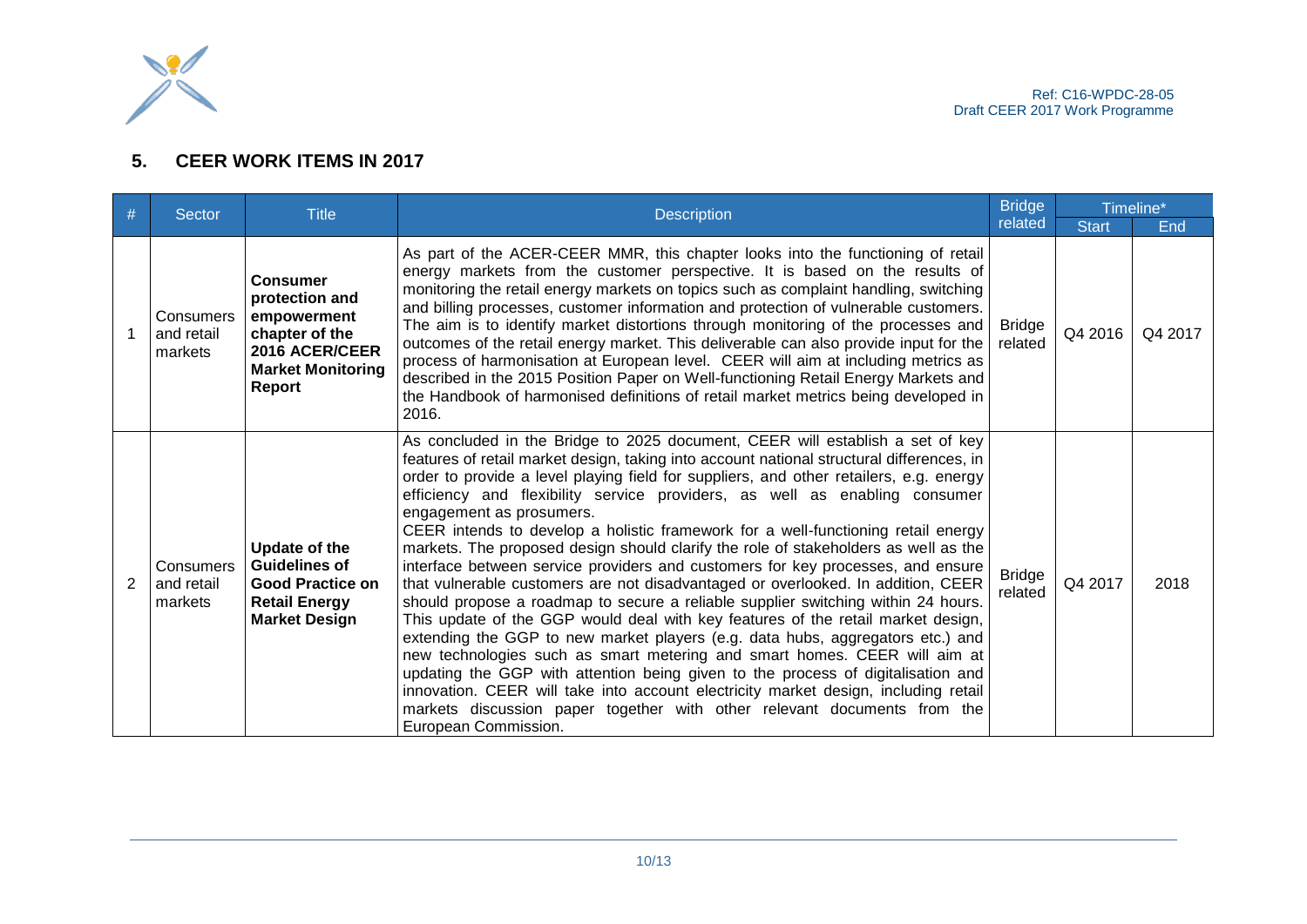## 5. CEER WORK ITEMS IN 2017

| # | Sector | Title | Description | Bridge related | Timeline* | |
|---|---|---|---|---|---|---|
| | | | | | Start | End |
| 1 | Consumers and retail markets | **Consumer protection and empowerment chapter of the 2016 ACER/CEER Market Monitoring Report** | As part of the ACER-CEER MMR, this chapter looks into the functioning of retail energy markets from the customer perspective. It is based on the results of monitoring the retail energy markets on topics such as complaint handling, switching and billing processes, customer information and protection of vulnerable customers. The aim is to identify market distortions through monitoring of the processes and outcomes of the retail energy market. This deliverable can also provide input for the process of harmonisation at European level. CEER will aim at including metrics as described in the 2015 Position Paper on Well-functioning Retail Energy Markets and the Handbook of harmonised definitions of retail market metrics being developed in 2016. | Bridge related | Q4 2016 | Q4 2017 |
| 2 | Consumers and retail markets | **Update of the Guidelines of Good Practice on Retail Energy Market Design** | As concluded in the Bridge to 2025 document, CEER will establish a set of key features of retail market design, taking into account national structural differences, in order to provide a level playing field for suppliers, and other retailers, e.g. energy efficiency and flexibility service providers, as well as enabling consumer engagement as prosumers.<br>CEER intends to develop a holistic framework for a well-functioning retail energy markets. The proposed design should clarify the role of stakeholders as well as the interface between service providers and customers for key processes, and ensure that vulnerable customers are not disadvantaged or overlooked. In addition, CEER should propose a roadmap to secure a reliable supplier switching within 24 hours. This update of the GGP would deal with key features of the retail market design, extending the GGP to new market players (e.g. data hubs, aggregators etc.) and new technologies such as smart metering and smart homes. CEER will aim at updating the GGP with attention being given to the process of digitalisation and innovation. CEER will take into account electricity market design, including retail markets discussion paper together with other relevant documents from the European Commission. | Bridge related | Q4 2017 | 2018 |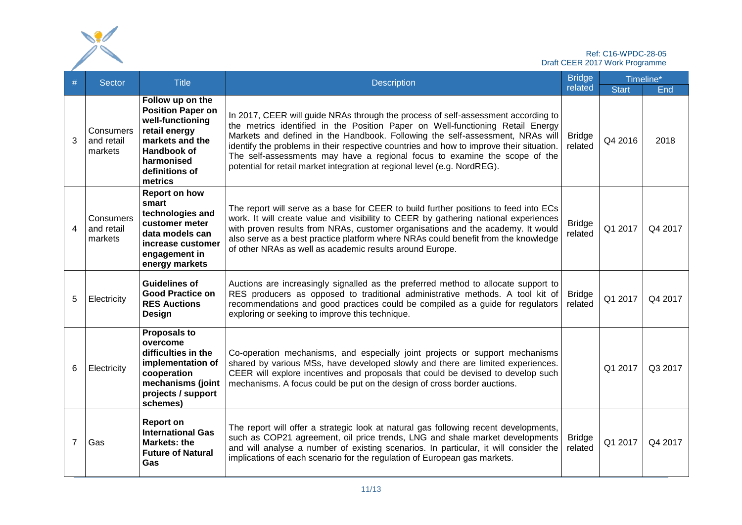Ref: C16-WPDC-28-05
Draft CEER 2017 Work Programme

| # | Sector | Title | Description | Bridge related | Timeline* | |
|---|---|---|---|---|---|---|
| | | | | | Start | End |
| 3 | Consumers and retail markets | **Follow up on the Position Paper on well-functioning retail energy markets and the Handbook of harmonised definitions of metrics** | In 2017, CEER will guide NRAs through the process of self-assessment according to the metrics identified in the Position Paper on Well-functioning Retail Energy Markets and defined in the Handbook. Following the self-assessment, NRAs will identify the problems in their respective countries and how to improve their situation. The self-assessments may have a regional focus to examine the scope of the potential for retail market integration at regional level (e.g. NordREG). | Bridge related | Q4 2016 | 2018 |
| 4 | Consumers and retail markets | **Report on how smart technologies and customer meter data models can increase customer engagement in energy markets** | The report will serve as a base for CEER to build further positions to feed into ECs work. It will create value and visibility to CEER by gathering national experiences with proven results from NRAs, customer organisations and the academy. It would also serve as a best practice platform where NRAs could benefit from the knowledge of other NRAs as well as academic results around Europe. | Bridge related | Q1 2017 | Q4 2017 |
| 5 | Electricity | **Guidelines of Good Practice on RES Auctions Design** | Auctions are increasingly signalled as the preferred method to allocate support to RES producers as opposed to traditional administrative methods. A tool kit of recommendations and good practices could be compiled as a guide for regulators exploring or seeking to improve this technique. | Bridge related | Q1 2017 | Q4 2017 |
| 6 | Electricity | **Proposals to overcome difficulties in the implementation of cooperation mechanisms (joint projects / support schemes)** | Co-operation mechanisms, and especially joint projects or support mechanisms shared by various MSs, have developed slowly and there are limited experiences. CEER will explore incentives and proposals that could be devised to develop such mechanisms. A focus could be put on the design of cross border auctions. | | Q1 2017 | Q3 2017 |
| 7 | Gas | **Report on International Gas Markets: the Future of Natural Gas** | The report will offer a strategic look at natural gas following recent developments, such as COP21 agreement, oil price trends, LNG and shale market developments and will analyse a number of existing scenarios. In particular, it will consider the implications of each scenario for the regulation of European gas markets. | Bridge related | Q1 2017 | Q4 2017 |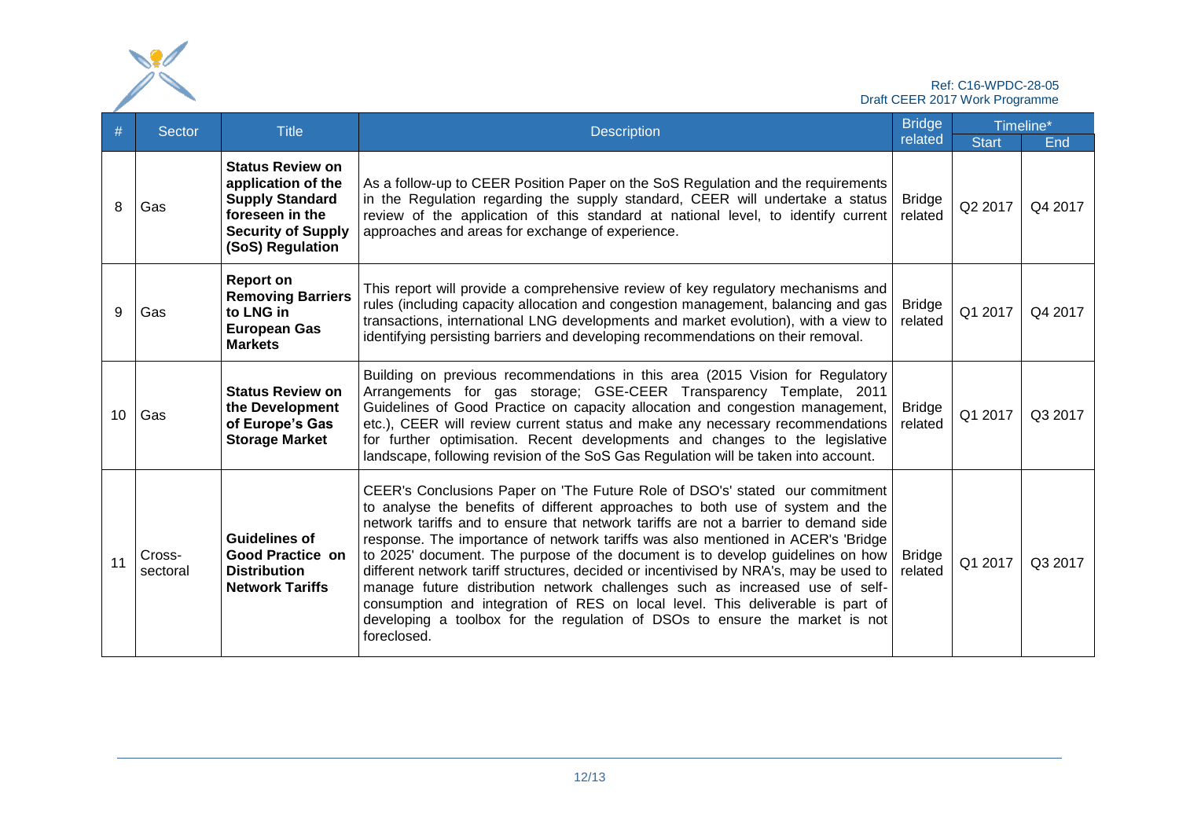| # | Sector | Title | Description | Bridge related | Timeline* | |
|---|---|---|---|---|---|---|
| | | | | | Start | End |
| 8 | Gas | **Status Review on application of the Supply Standard foreseen in the Security of Supply (SoS) Regulation** | As a follow-up to CEER Position Paper on the SoS Regulation and the requirements in the Regulation regarding the supply standard, CEER will undertake a status review of the application of this standard at national level, to identify current approaches and areas for exchange of experience. | Bridge related | Q2 2017 | Q4 2017 |
| 9 | Gas | **Report on Removing Barriers to LNG in European Gas Markets** | This report will provide a comprehensive review of key regulatory mechanisms and rules (including capacity allocation and congestion management, balancing and gas transactions, international LNG developments and market evolution), with a view to identifying persisting barriers and developing recommendations on their removal. | Bridge related | Q1 2017 | Q4 2017 |
| 10 | Gas | **Status Review on the Development of Europe's Gas Storage Market** | Building on previous recommendations in this area (2015 Vision for Regulatory Arrangements for gas storage; GSE-CEER Transparency Template, 2011 Guidelines of Good Practice on capacity allocation and congestion management, etc.), CEER will review current status and make any necessary recommendations for further optimisation. Recent developments and changes to the legislative landscape, following revision of the SoS Gas Regulation will be taken into account. | Bridge related | Q1 2017 | Q3 2017 |
| 11 | Cross-sectoral | **Guidelines of Good Practice on Distribution Network Tariffs** | CEER's Conclusions Paper on 'The Future Role of DSO's' stated our commitment to analyse the benefits of different approaches to both use of system and the network tariffs and to ensure that network tariffs are not a barrier to demand side response. The importance of network tariffs was also mentioned in ACER's 'Bridge to 2025' document. The purpose of the document is to develop guidelines on how different network tariff structures, decided or incentivised by NRA's, may be used to manage future distribution network challenges such as increased use of self-consumption and integration of RES on local level. This deliverable is part of developing a toolbox for the regulation of DSOs to ensure the market is not foreclosed. | Bridge related | Q1 2017 | Q3 2017 |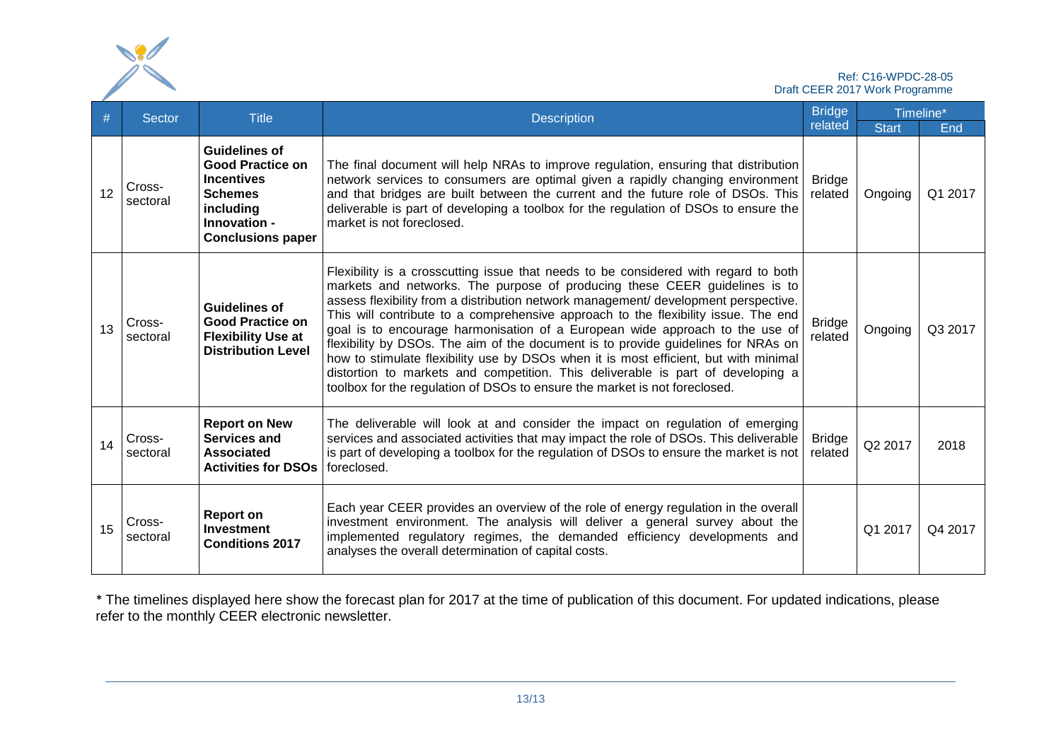| # | Sector | Title | Description | Bridge related | Timeline* | |
|---|---|---|---|---|---|---|
| | | | | | Start | End |
| 12 | Cross-sectoral | **Guidelines of Good Practice on Incentives Schemes including Innovation - Conclusions paper** | The final document will help NRAs to improve regulation, ensuring that distribution network services to consumers are optimal given a rapidly changing environment and that bridges are built between the current and the future role of DSOs. This deliverable is part of developing a toolbox for the regulation of DSOs to ensure the market is not foreclosed. | Bridge related | Ongoing | Q1 2017 |
| 13 | Cross-sectoral | **Guidelines of Good Practice on Flexibility Use at Distribution Level** | Flexibility is a crosscutting issue that needs to be considered with regard to both markets and networks. The purpose of producing these CEER guidelines is to assess flexibility from a distribution network management/ development perspective. This will contribute to a comprehensive approach to the flexibility issue. The end goal is to encourage harmonisation of a European wide approach to the use of flexibility by DSOs. The aim of the document is to provide guidelines for NRAs on how to stimulate flexibility use by DSOs when it is most efficient, but with minimal distortion to markets and competition. This deliverable is part of developing a toolbox for the regulation of DSOs to ensure the market is not foreclosed. | Bridge related | Ongoing | Q3 2017 |
| 14 | Cross-sectoral | **Report on New Services and Associated Activities for DSOs** | The deliverable will look at and consider the impact on regulation of emerging services and associated activities that may impact the role of DSOs. This deliverable is part of developing a toolbox for the regulation of DSOs to ensure the market is not foreclosed. | Bridge related | Q2 2017 | 2018 |
| 15 | Cross-sectoral | **Report on Investment Conditions 2017** | Each year CEER provides an overview of the role of energy regulation in the overall investment environment. The analysis will deliver a general survey about the implemented regulatory regimes, the demanded efficiency developments and analyses the overall determination of capital costs. | | Q1 2017 | Q4 2017 |

* The timelines displayed here show the forecast plan for 2017 at the time of publication of this document. For updated indications, please refer to the monthly CEER electronic newsletter.